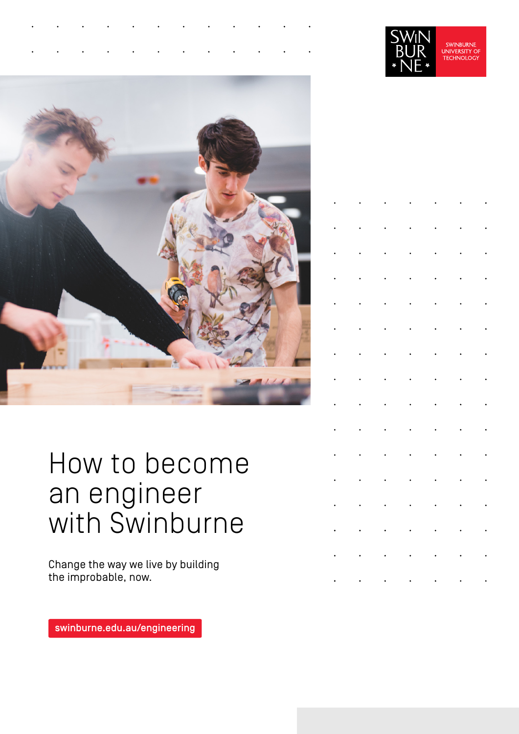SWINBURNE UNIVERSITY OF TECHNOLOGY

# How to become an engineer with Swinburne

Change the way we live by building the improbable, now.

swinburne.edu.au/engineering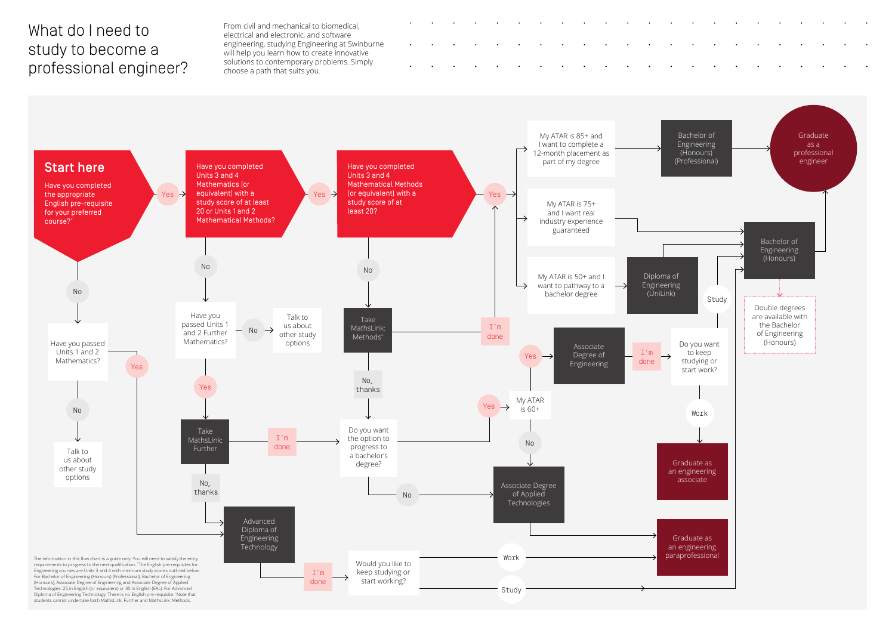# What do I need to study to become a professional engineer?

From civil and mechanical to biomedical, electrical and electronic, and software engineering, studying Engineering at Swinburne will help you learn how to create innovative solutions to contemporary problems. Simply choose a path that suits you.

## Start here

Have you completed the appropriate English pre-requisite for your preferred course?*

- **Yes** → Have you completed Units 3 and 4 Mathematics (or equivalent) with a study score of at least 20 or Units 1 and 2 Mathematical Methods?
  - **Yes** → Have you completed Units 3 and 4 Mathematical Methods (or equivalent) with a study score of at least 20?
    - **Yes** →
      - My ATAR is 85+ and I want to complete a 12-month placement as part of my degree → Bachelor of Engineering (Honours) (Professional) → Graduate as a professional engineer
      - My ATAR is 75+ and I want real industry experience guaranteed → Bachelor of Engineering (Honours) → Graduate as a professional engineer
      - My ATAR is 50+ and I want to pathway to a bachelor degree → Diploma of Engineering (UniLink) → Bachelor of Engineering (Honours) → Graduate as a professional engineer
    - **No** → Take MathsLink: Methods^
      - I'm done → (back to Units 3 and 4 Mathematical Methods: Yes path)
      - No, thanks → Do you want the option to progress to a bachelor's degree?
  - **No** → Have you passed Units 1 and 2 Further Mathematics?
    - **No** → Talk to us about other study options
    - **Yes** → Take MathsLink: Further
      - I'm done → Do you want the option to progress to a bachelor's degree?
        - **Yes** → My ATAR is 60+
          - **Yes** → Associate Degree of Engineering → I'm done → Do you want to keep studying or start work?
            - **Study** → Bachelor of Engineering (Honours)
            - **Work** → Graduate as an engineering associate
          - **No** → Associate Degree of Applied Technologies → Graduate as an engineering paraprofessional
        - **No** → Associate Degree of Applied Technologies → Graduate as an engineering paraprofessional
      - No, thanks → Advanced Diploma of Engineering Technology
- **No** → Have you passed Units 1 and 2 Mathematics?
  - **Yes** → Advanced Diploma of Engineering Technology → I'm done → Would you like to keep studying or start working?
    - **Work** → Graduate as an engineering paraprofessional
    - **Study** → Bachelor of Engineering (Honours)
  - **No** → Talk to us about other study options

Double degrees are available with the Bachelor of Engineering (Honours)

The information in this flow chart is a guide only. You will need to satisfy the entry requirements to progress to the next qualification. *The English pre-requisites for Engineering courses are Units 3 and 4 with minimum study scores outlined below. For Bachelor of Engineering (Honours) (Professional), Bachelor of Engineering (Honours), Associate Degree of Engineering and Associate Degree of Applied Technologies: 25 in English (or equivalent) or 30 in English (EAL). For Advanced Diploma of Engineering Technology: There is no English pre-requisite. ^Note that students cannot undertake both MathsLink: Further and MathsLink: Methods.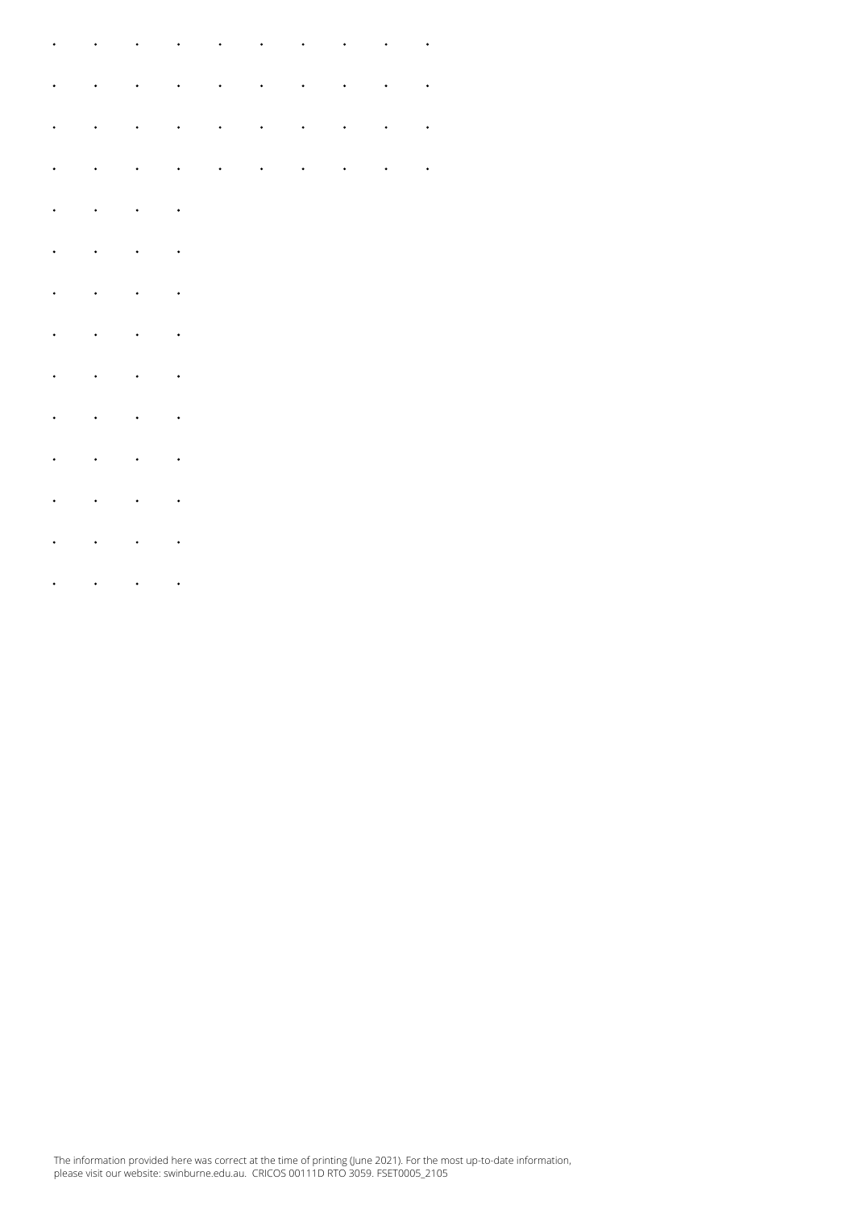The information provided here was correct at the time of printing (June 2021). For the most up-to-date information, please visit our website: swinburne.edu.au. CRICOS 00111D RTO 3059. FSET0005_2105